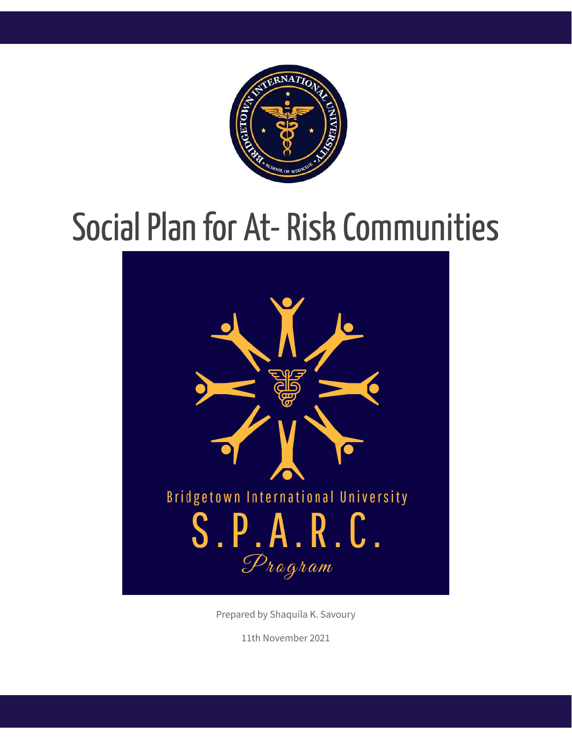# Social Plan for At- Risk Communities

Bridgetown International University

S.P.A.R.C.

Program

Prepared by Shaquila K. Savoury

11th November 2021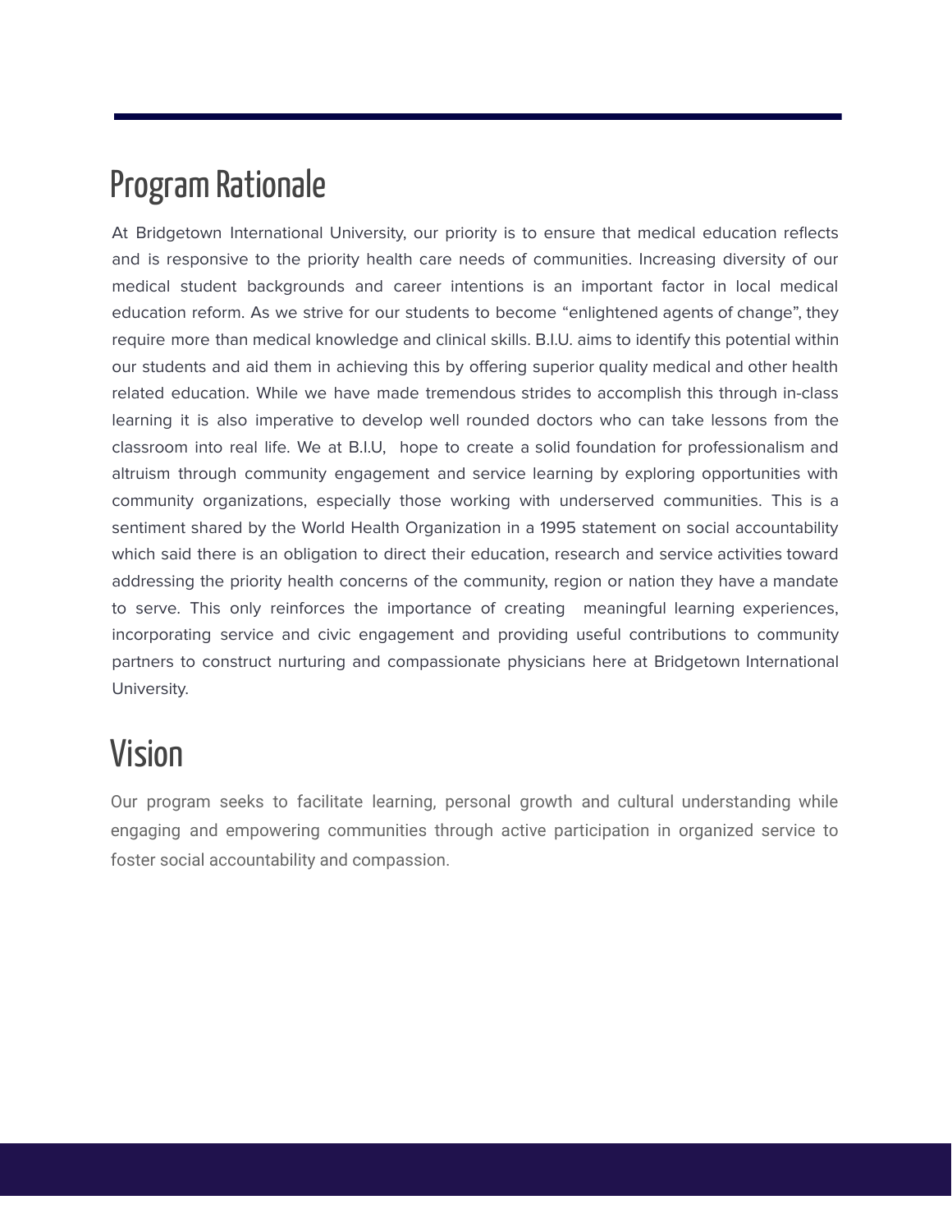## Program Rationale

At Bridgetown International University, our priority is to ensure that medical education reflects and is responsive to the priority health care needs of communities. Increasing diversity of our medical student backgrounds and career intentions is an important factor in local medical education reform. As we strive for our students to become "enlightened agents of change", they require more than medical knowledge and clinical skills. B.I.U. aims to identify this potential within our students and aid them in achieving this by offering superior quality medical and other health related education. While we have made tremendous strides to accomplish this through in-class learning it is also imperative to develop well rounded doctors who can take lessons from the classroom into real life. We at B.I.U, hope to create a solid foundation for professionalism and altruism through community engagement and service learning by exploring opportunities with community organizations, especially those working with underserved communities. This is a sentiment shared by the World Health Organization in a 1995 statement on social accountability which said there is an obligation to direct their education, research and service activities toward addressing the priority health concerns of the community, region or nation they have a mandate to serve. This only reinforces the importance of creating meaningful learning experiences, incorporating service and civic engagement and providing useful contributions to community partners to construct nurturing and compassionate physicians here at Bridgetown International University.

## Vision

Our program seeks to facilitate learning, personal growth and cultural understanding while engaging and empowering communities through active participation in organized service to foster social accountability and compassion.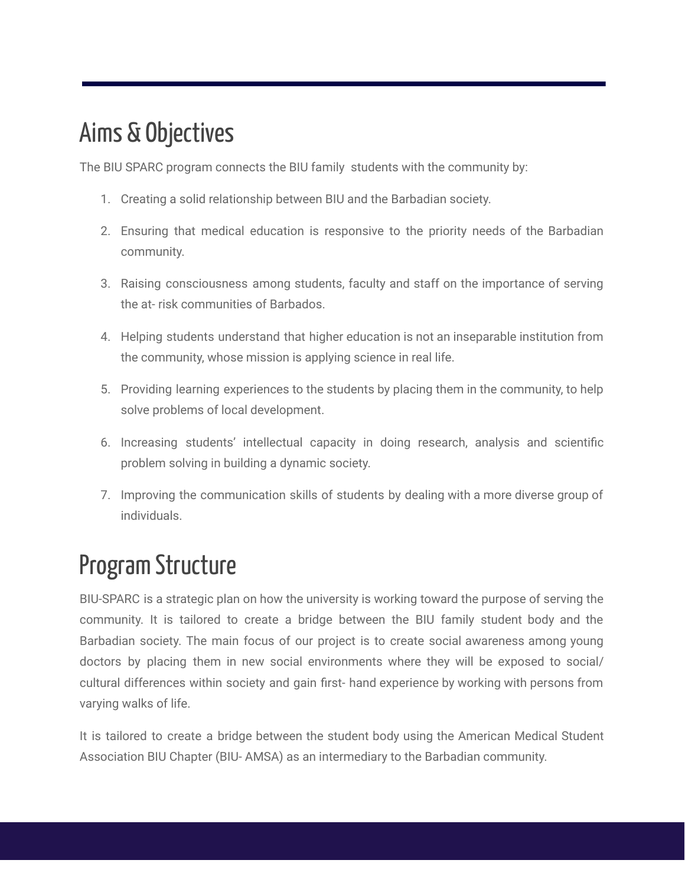## Aims & Objectives

The BIU SPARC program connects the BIU family  students with the community by:

1. Creating a solid relationship between BIU and the Barbadian society.
2. Ensuring that medical education is responsive to the priority needs of the Barbadian community.
3. Raising consciousness among students, faculty and staff on the importance of serving the at- risk communities of Barbados.
4. Helping students understand that higher education is not an inseparable institution from the community, whose mission is applying science in real life.
5. Providing learning experiences to the students by placing them in the community, to help solve problems of local development.
6. Increasing students' intellectual capacity in doing research, analysis and scientific problem solving in building a dynamic society.
7. Improving the communication skills of students by dealing with a more diverse group of individuals.

## Program Structure

BIU-SPARC is a strategic plan on how the university is working toward the purpose of serving the community. It is tailored to create a bridge between the BIU family student body and the Barbadian society. The main focus of our project is to create social awareness among young doctors by placing them in new social environments where they will be exposed to social/ cultural differences within society and gain first- hand experience by working with persons from varying walks of life.

It is tailored to create a bridge between the student body using the American Medical Student Association BIU Chapter (BIU- AMSA) as an intermediary to the Barbadian community.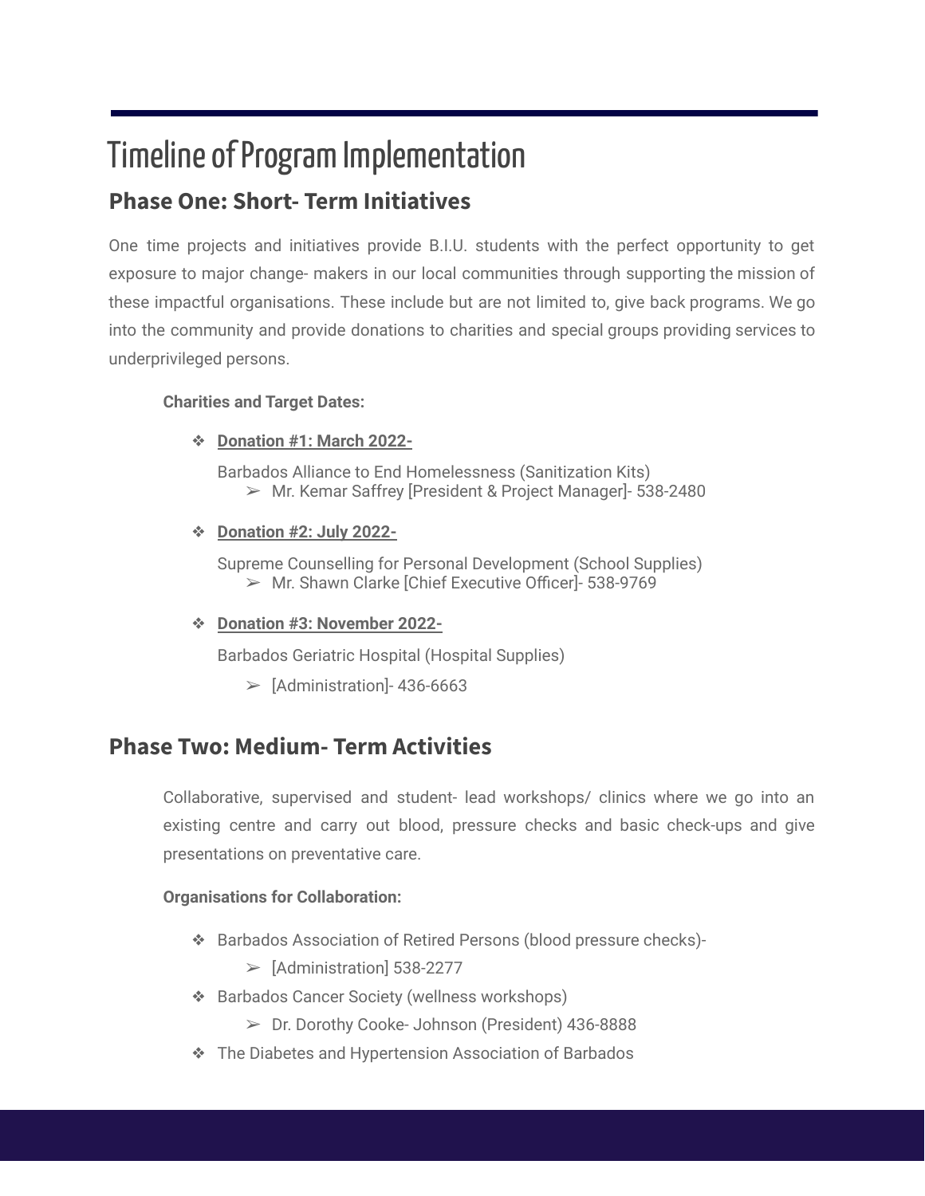# Timeline of Program Implementation

## Phase One: Short- Term Initiatives

One time projects and initiatives provide B.I.U. students with the perfect opportunity to get exposure to major change- makers in our local communities through supporting the mission of these impactful organisations. These include but are not limited to, give back programs. We go into the community and provide donations to charities and special groups providing services to underprivileged persons.

**Charities and Target Dates:**

- **Donation #1: March 2022-**

  Barbados Alliance to End Homelessness (Sanitization Kits)
  - Mr. Kemar Saffrey [President & Project Manager]- 538-2480

- **Donation #2: July 2022-**

  Supreme Counselling for Personal Development (School Supplies)
  - Mr. Shawn Clarke [Chief Executive Officer]- 538-9769

- **Donation #3: November 2022-**

  Barbados Geriatric Hospital (Hospital Supplies)
  - [Administration]- 436-6663

## Phase Two: Medium- Term Activities

Collaborative, supervised and student- lead workshops/ clinics where we go into an existing centre and carry out blood, pressure checks and basic check-ups and give presentations on preventative care.

**Organisations for Collaboration:**

- Barbados Association of Retired Persons (blood pressure checks)-
  - [Administration] 538-2277
- Barbados Cancer Society (wellness workshops)
  - Dr. Dorothy Cooke- Johnson (President) 436-8888
- The Diabetes and Hypertension Association of Barbados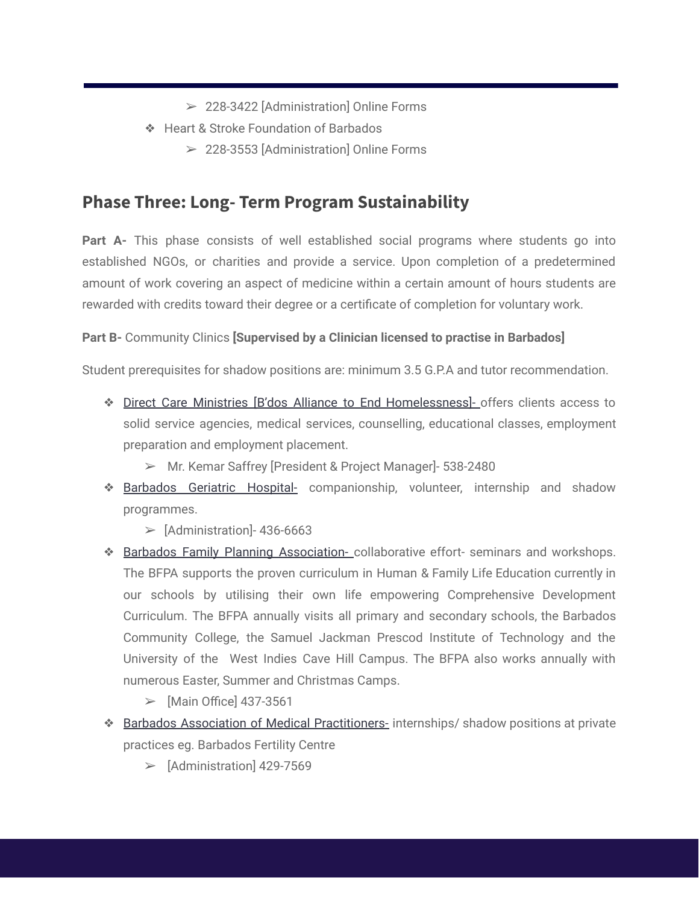- 228-3422 [Administration] Online Forms
- Heart & Stroke Foundation of Barbados
    - 228-3553 [Administration] Online Forms

## Phase Three: Long- Term Program Sustainability

**Part A-** This phase consists of well established social programs where students go into established NGOs, or charities and provide a service. Upon completion of a predetermined amount of work covering an aspect of medicine within a certain amount of hours students are rewarded with credits toward their degree or a certificate of completion for voluntary work.

**Part B-** Community Clinics **[Supervised by a Clinician licensed to practise in Barbados]**

Student prerequisites for shadow positions are: minimum 3.5 G.P.A and tutor recommendation.

- Direct Care Ministries [B'dos Alliance to End Homelessness]- offers clients access to solid service agencies, medical services, counselling, educational classes, employment preparation and employment placement.
    - Mr. Kemar Saffrey [President & Project Manager]- 538-2480
- Barbados Geriatric Hospital- companionship, volunteer, internship and shadow programmes.
    - [Administration]- 436-6663
- Barbados Family Planning Association- collaborative effort- seminars and workshops. The BFPA supports the proven curriculum in Human & Family Life Education currently in our schools by utilising their own life empowering Comprehensive Development Curriculum. The BFPA annually visits all primary and secondary schools, the Barbados Community College, the Samuel Jackman Prescod Institute of Technology and the University of the West Indies Cave Hill Campus. The BFPA also works annually with numerous Easter, Summer and Christmas Camps.
    - [Main Office] 437-3561
- Barbados Association of Medical Practitioners- internships/ shadow positions at private practices eg. Barbados Fertility Centre
    - [Administration] 429-7569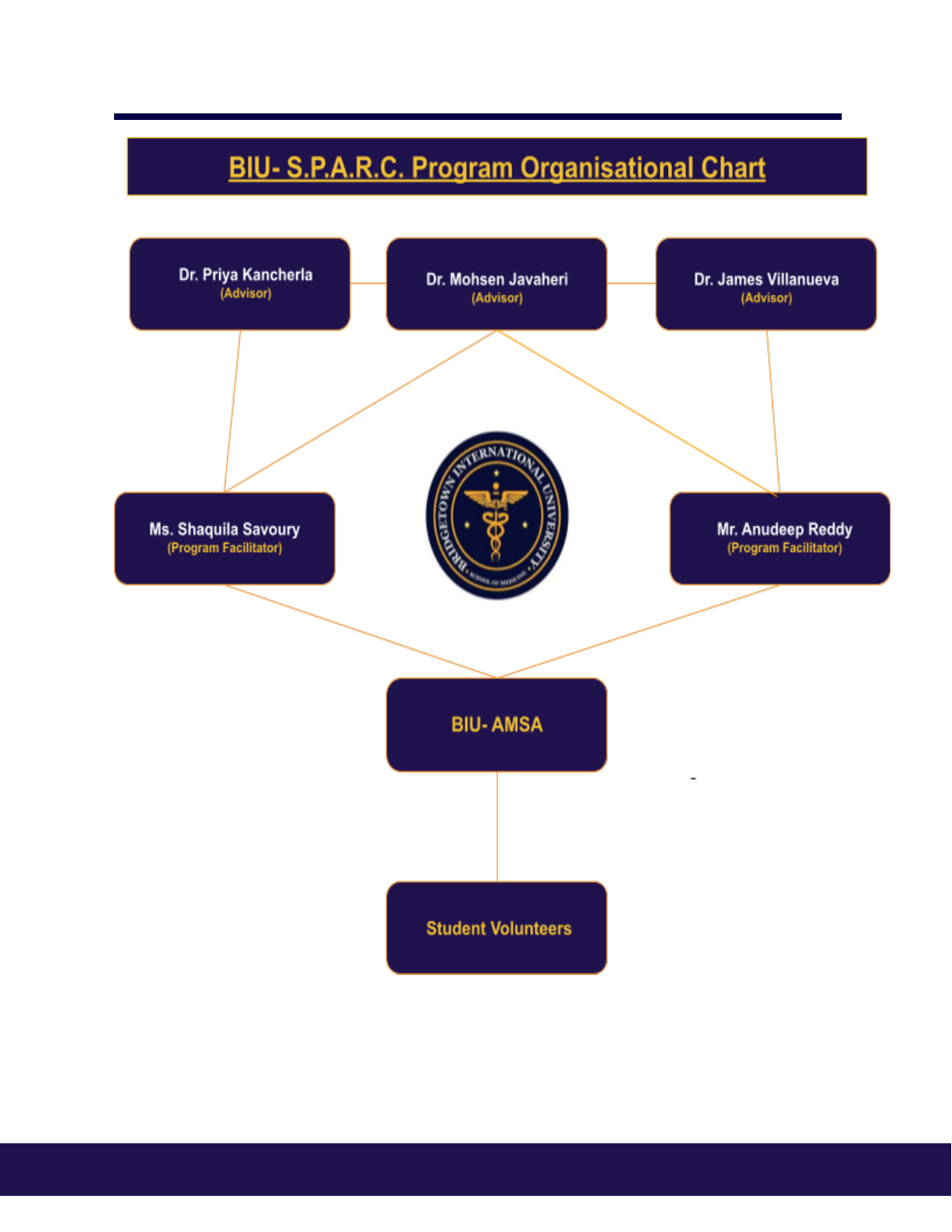# BIU- S.P.A.R.C. Program Organisational Chart

**Dr. Priya Kancherla**
(Advisor)

**Dr. Mohsen Javaheri**
(Advisor)

**Dr. James Villanueva**
(Advisor)

**Ms. Shaquila Savoury**
(Program Facilitator)

**Mr. Anudeep Reddy**
(Program Facilitator)

**BIU- AMSA**

**Student Volunteers**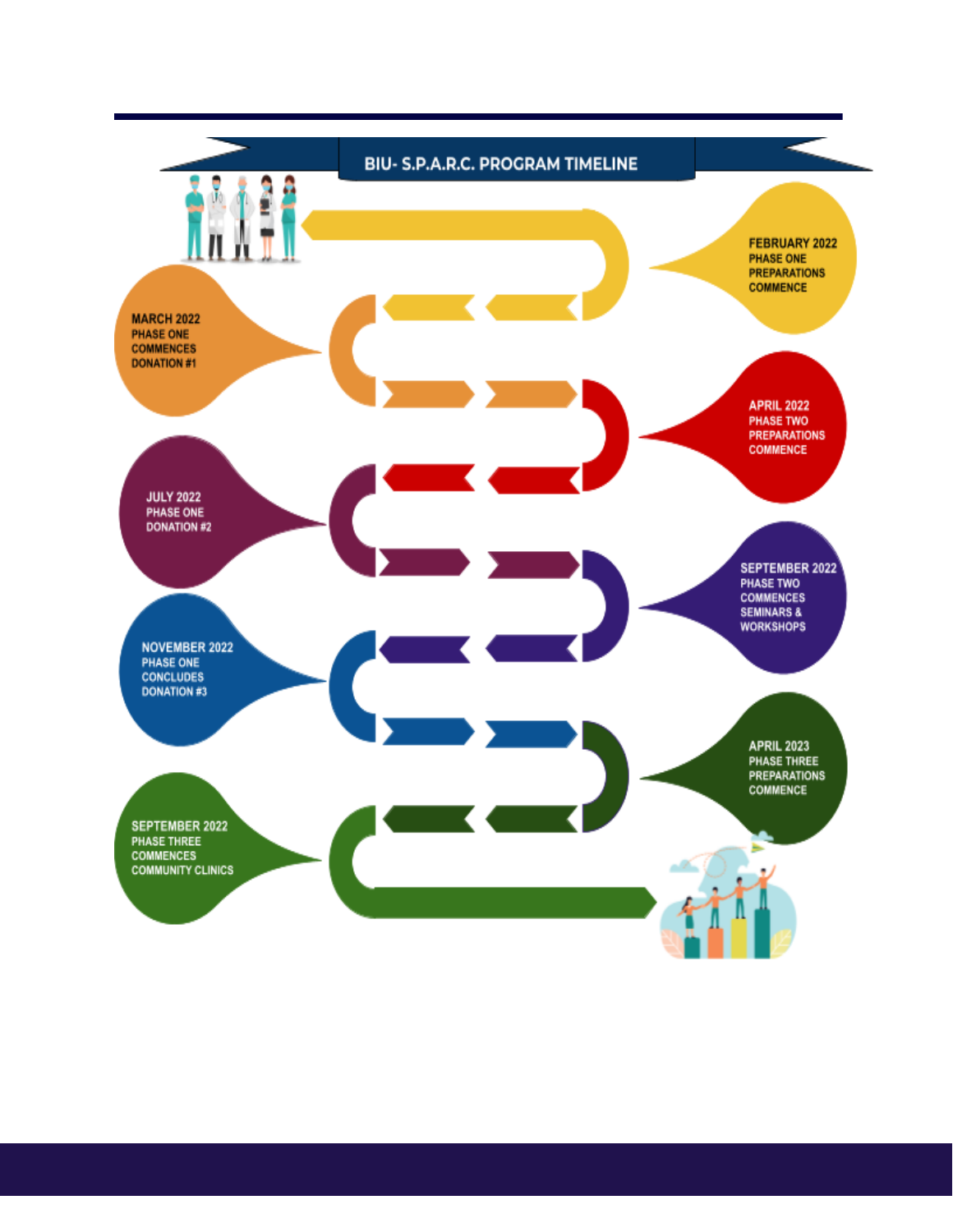## BIU- S.P.A.R.C. PROGRAM TIMELINE

**FEBRUARY 2022**
PHASE ONE PREPARATIONS COMMENCE

**MARCH 2022**
PHASE ONE COMMENCES
DONATION #1

**APRIL 2022**
PHASE TWO PREPARATIONS COMMENCE

**JULY 2022**
PHASE ONE
DONATION #2

**SEPTEMBER 2022**
PHASE TWO COMMENCES
SEMINARS & WORKSHOPS

**NOVEMBER 2022**
PHASE ONE CONCLUDES
DONATION #3

**APRIL 2023**
PHASE THREE PREPARATIONS COMMENCE

**SEPTEMBER 2022**
PHASE THREE COMMENCES
COMMUNITY CLINICS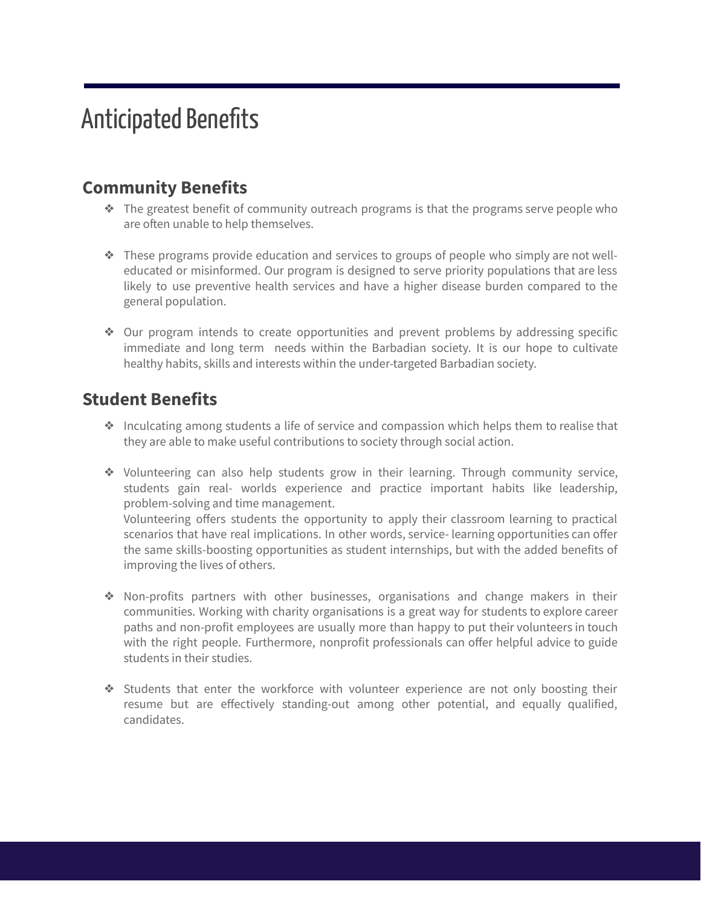# Anticipated Benefits

## Community Benefits

- The greatest benefit of community outreach programs is that the programs serve people who are often unable to help themselves.

- These programs provide education and services to groups of people who simply are not well-educated or misinformed. Our program is designed to serve priority populations that are less likely to use preventive health services and have a higher disease burden compared to the general population.

- Our program intends to create opportunities and prevent problems by addressing specific immediate and long term needs within the Barbadian society. It is our hope to cultivate healthy habits, skills and interests within the under-targeted Barbadian society.

## Student Benefits

- Inculcating among students a life of service and compassion which helps them to realise that they are able to make useful contributions to society through social action.

- Volunteering can also help students grow in their learning. Through community service, students gain real- worlds experience and practice important habits like leadership, problem-solving and time management.
  Volunteering offers students the opportunity to apply their classroom learning to practical scenarios that have real implications. In other words, service- learning opportunities can offer the same skills-boosting opportunities as student internships, but with the added benefits of improving the lives of others.

- Non-profits partners with other businesses, organisations and change makers in their communities. Working with charity organisations is a great way for students to explore career paths and non-profit employees are usually more than happy to put their volunteers in touch with the right people. Furthermore, nonprofit professionals can offer helpful advice to guide students in their studies.

- Students that enter the workforce with volunteer experience are not only boosting their resume but are effectively standing-out among other potential, and equally qualified, candidates.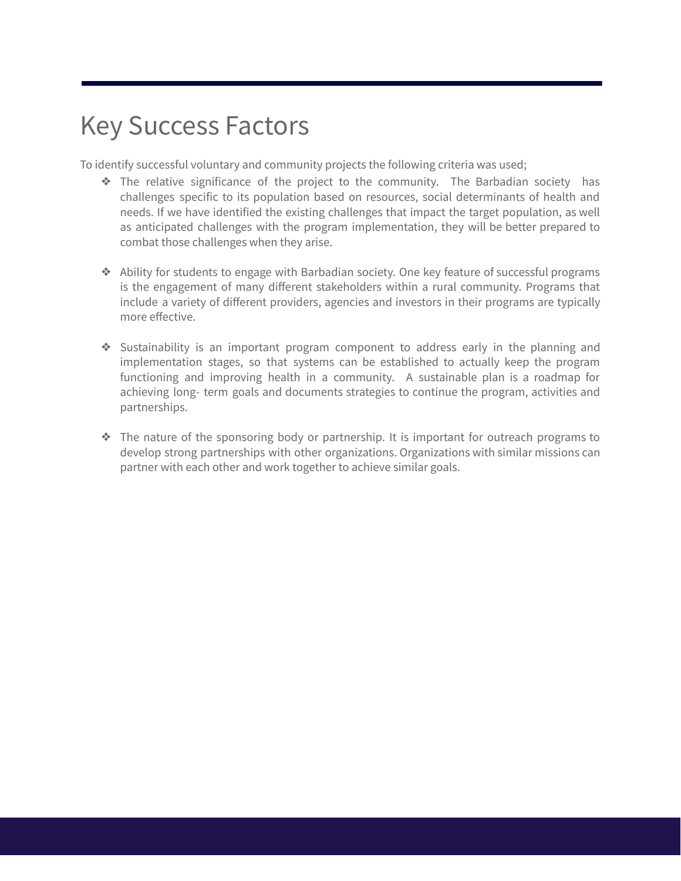# Key Success Factors

To identify successful voluntary and community projects the following criteria was used;

- The relative significance of the project to the community. The Barbadian society has challenges specific to its population based on resources, social determinants of health and needs. If we have identified the existing challenges that impact the target population, as well as anticipated challenges with the program implementation, they will be better prepared to combat those challenges when they arise.

- Ability for students to engage with Barbadian society. One key feature of successful programs is the engagement of many different stakeholders within a rural community. Programs that include a variety of different providers, agencies and investors in their programs are typically more effective.

- Sustainability is an important program component to address early in the planning and implementation stages, so that systems can be established to actually keep the program functioning and improving health in a community. A sustainable plan is a roadmap for achieving long- term goals and documents strategies to continue the program, activities and partnerships.

- The nature of the sponsoring body or partnership. It is important for outreach programs to develop strong partnerships with other organizations. Organizations with similar missions can partner with each other and work together to achieve similar goals.